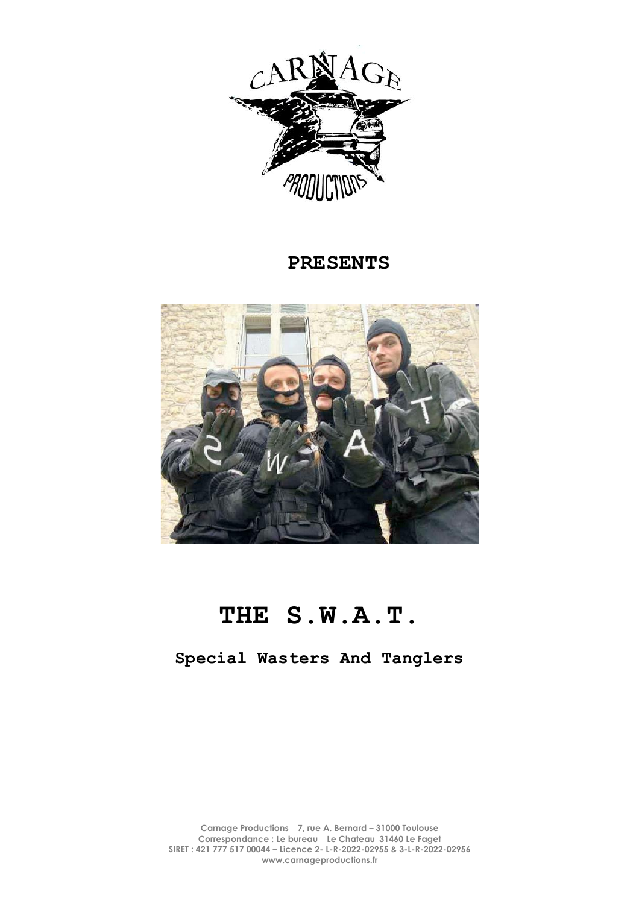**PRESENTS**

# THE S.W.A.T.

## Special Wasters And Tanglers

Carnage Productions _ 7, rue A. Bernard – 31000 Toulouse
Correspondance : Le bureau _ Le Chateau_31460 Le Faget
SIRET : 421 777 517 00044 – Licence 2- L-R-2022-02955 & 3-L-R-2022-02956
www.carnageproductions.fr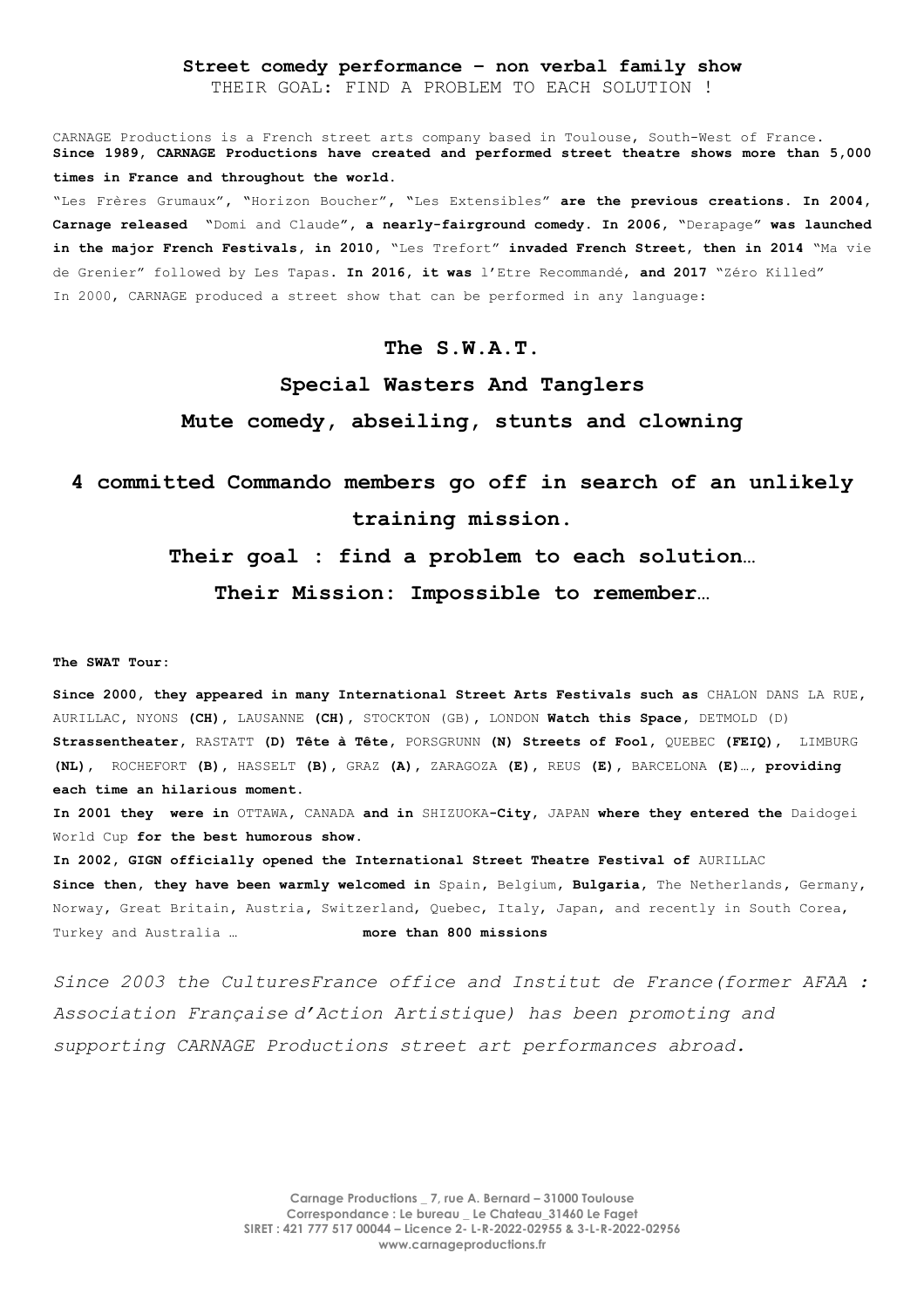**Street comedy performance – non verbal family show**
THEIR GOAL: FIND A PROBLEM TO EACH SOLUTION !

CARNAGE Productions is a French street arts company based in Toulouse, South-West of France. **Since 1989, CARNAGE Productions have created and performed street theatre shows more than 5,000 times in France and throughout the world.**

"Les Frères Grumaux", "Horizon Boucher", "Les Extensibles" **are the previous creations. In 2004, Carnage released** "Domi and Claude"**, a nearly-fairground comedy. In 2006,** "Derapage" **was launched in the major French Festivals, in 2010,** "Les Trefort" **invaded French Street, then in 2014** "Ma vie de Grenier" followed by Les Tapas**. In 2016, it was** l'Etre Recommandé**, and 2017** "Zéro Killed"
In 2000, CARNAGE produced a street show that can be performed in any language:

## The S.W.A.T.

## Special Wasters And Tanglers

## Mute comedy, abseiling, stunts and clowning

## 4 committed Commando members go off in search of an unlikely training mission.

## Their goal : find a problem to each solution…

## Their Mission: Impossible to remember…

**The SWAT Tour:**

**Since 2000, they appeared in many International Street Arts Festivals such as** CHALON DANS LA RUE, AURILLAC, NYONS **(CH)**, LAUSANNE **(CH)**, STOCKTON (GB), LONDON **Watch this Space**, DETMOLD (D) **Strassentheater**, RASTATT **(D) Tête à Tête**, PORSGRUNN **(N) Streets of Fool**, QUEBEC **(FEIQ)**, LIMBURG **(NL)**, ROCHEFORT **(B)**, HASSELT **(B)**, GRAZ **(A)**, ZARAGOZA **(E)**, REUS **(E)**, BARCELONA **(E)…, providing each time an hilarious moment.**
**In 2001 they were in** OTTAWA, CANADA **and in** SHIZUOKA**-City**, JAPAN **where they entered the** Daidogei World Cup **for the best humorous show.**
**In 2002, GIGN officially opened the International Street Theatre Festival of** AURILLAC
**Since then, they have been warmly welcomed in** Spain, Belgium, **Bulgaria**, The Netherlands, Germany, Norway, Great Britain, Austria, Switzerland, Quebec, Italy, Japan, and recently in South Corea, Turkey and Australia … **more than 800 missions**

*Since 2003 the CulturesFrance office and Institut de France(former AFAA : Association Française d'Action Artistique) has been promoting and supporting CARNAGE Productions street art performances abroad.*

Carnage Productions _ 7, rue A. Bernard – 31000 Toulouse
Correspondance : Le bureau _ Le Chateau_31460 Le Faget
SIRET : 421 777 517 00044 – Licence 2- L-R-2022-02955 & 3-L-R-2022-02956
www.carnageproductions.fr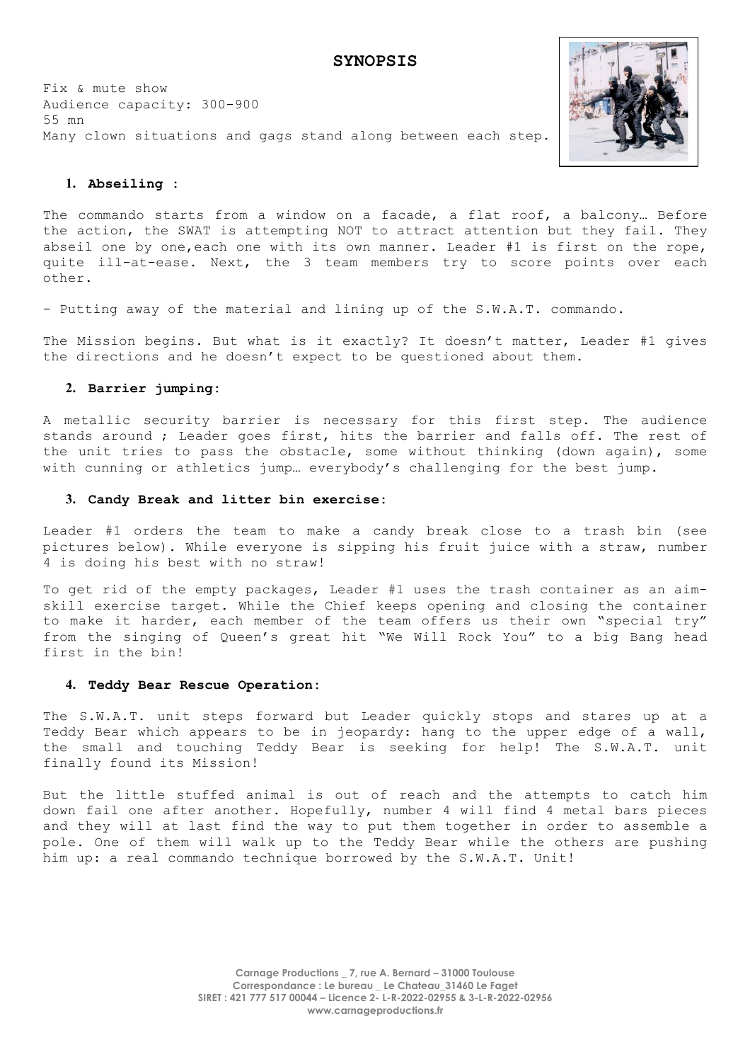## SYNOPSIS

Fix & mute show
Audience capacity: 300-900
55 mn
Many clown situations and gags stand along between each step.

### 1. Abseiling :

The commando starts from a window on a facade, a flat roof, a balcony… Before the action, the SWAT is attempting NOT to attract attention but they fail. They abseil one by one,each one with its own manner. Leader #1 is first on the rope, quite ill-at-ease. Next, the 3 team members try to score points over each other.

- Putting away of the material and lining up of the S.W.A.T. commando.

The Mission begins. But what is it exactly? It doesn't matter, Leader #1 gives the directions and he doesn't expect to be questioned about them.

### 2. Barrier jumping:

A metallic security barrier is necessary for this first step. The audience stands around ; Leader goes first, hits the barrier and falls off. The rest of the unit tries to pass the obstacle, some without thinking (down again), some with cunning or athletics jump… everybody's challenging for the best jump.

### 3. Candy Break and litter bin exercise:

Leader #1 orders the team to make a candy break close to a trash bin (see pictures below). While everyone is sipping his fruit juice with a straw, number 4 is doing his best with no straw!

To get rid of the empty packages, Leader #1 uses the trash container as an aim-skill exercise target. While the Chief keeps opening and closing the container to make it harder, each member of the team offers us their own "special try" from the singing of Queen's great hit "We Will Rock You" to a big Bang head first in the bin!

### 4. Teddy Bear Rescue Operation:

The S.W.A.T. unit steps forward but Leader quickly stops and stares up at a Teddy Bear which appears to be in jeopardy: hang to the upper edge of a wall, the small and touching Teddy Bear is seeking for help! The S.W.A.T. unit finally found its Mission!

But the little stuffed animal is out of reach and the attempts to catch him down fail one after another. Hopefully, number 4 will find 4 metal bars pieces and they will at last find the way to put them together in order to assemble a pole. One of them will walk up to the Teddy Bear while the others are pushing him up: a real commando technique borrowed by the S.W.A.T. Unit!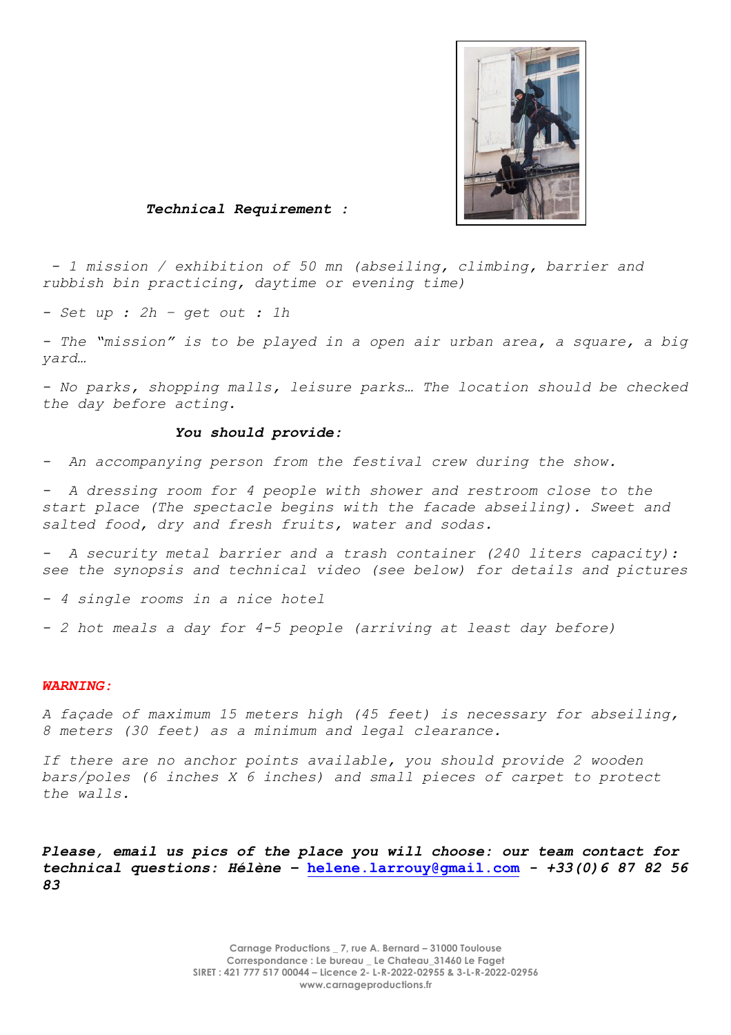***Technical Requirement :***

*- 1 mission / exhibition of 50 mn (abseiling, climbing, barrier and rubbish bin practicing, daytime or evening time)*

*- Set up : 2h – get out : 1h*

*- The "mission" is to be played in a open air urban area, a square, a big yard…*

*- No parks, shopping malls, leisure parks… The location should be checked the day before acting.*

***You should provide:***

*- An accompanying person from the festival crew during the show.*

*- A dressing room for 4 people with shower and restroom close to the start place (The spectacle begins with the facade abseiling). Sweet and salted food, dry and fresh fruits, water and sodas.*

*- A security metal barrier and a trash container (240 liters capacity): see the synopsis and technical video (see below) for details and pictures*

*- 4 single rooms in a nice hotel*

*- 2 hot meals a day for 4-5 people (arriving at least day before)*

***WARNING:***

*A façade of maximum 15 meters high (45 feet) is necessary for abseiling, 8 meters (30 feet) as a minimum and legal clearance.*

*If there are no anchor points available, you should provide 2 wooden bars/poles (6 inches X 6 inches) and small pieces of carpet to protect the walls.*

***Please, email us pics of the place you will choose: our team contact for technical questions: Hélène – helene.larrouy@gmail.com - +33(0)6 87 82 56 83***

**Carnage Productions _ 7, rue A. Bernard – 31000 Toulouse**
**Correspondance : Le bureau _ Le Chateau_31460 Le Faget**
**SIRET : 421 777 517 00044 – Licence 2- L-R-2022-02955 & 3-L-R-2022-02956**
**www.carnageproductions.fr**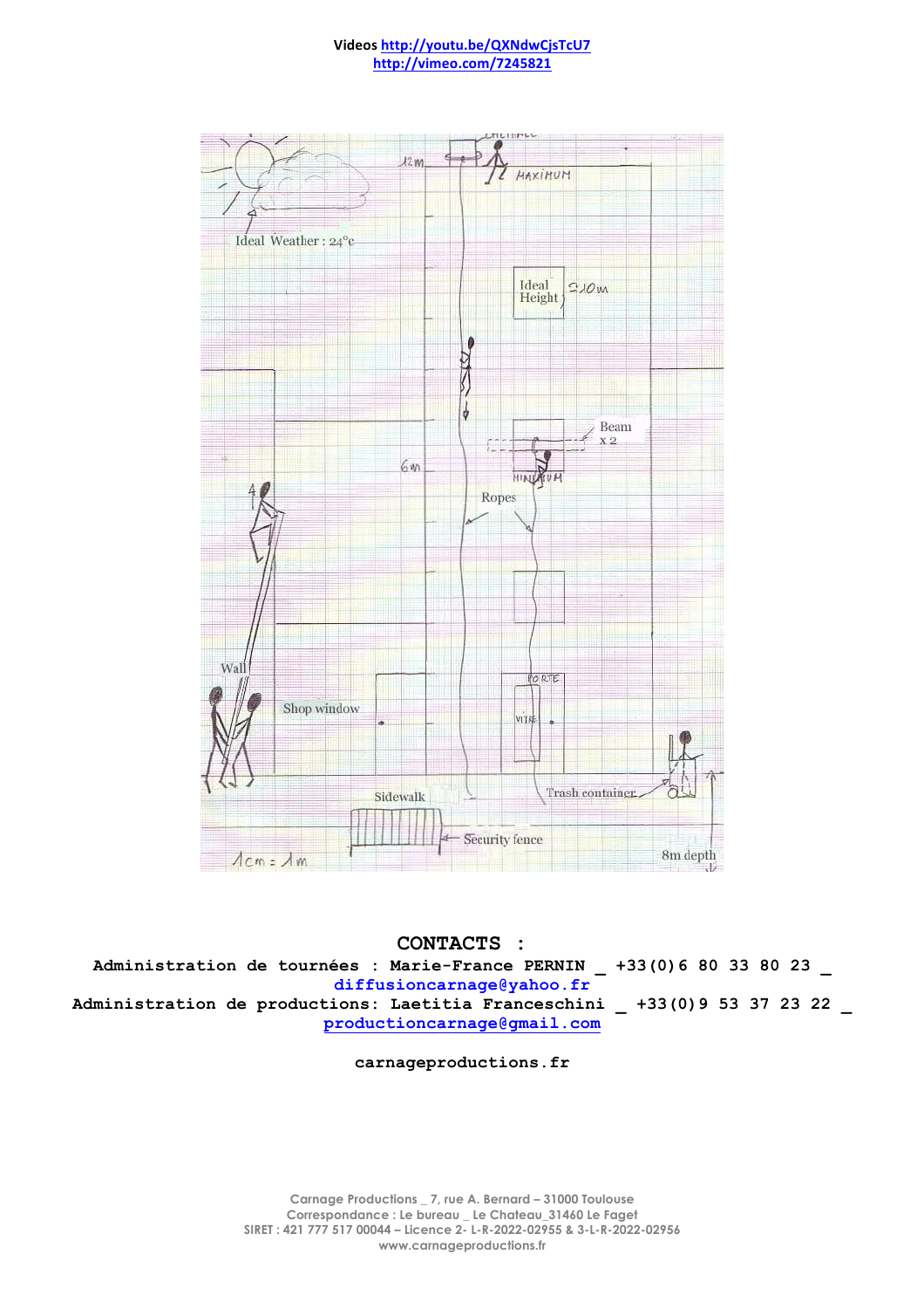Videos http://youtu.be/QXNdwCjsTcU7
http://vimeo.com/7245821

12m

MAXIMUM

Ideal Weather : 24°c

Ideal Height ≤10m

Beam x 2

6m

MINIMUM

Ropes

4

Wall

Shop window

PORTE

VITRE

Sidewalk

Trash container

Security fence

8m depth

1cm = 1m

## CONTACTS :

**Administration de tournées : Marie-France PERNIN _ +33(0)6 80 33 80 23 _ diffusioncarnage@yahoo.fr**

**Administration de productions: Laetitia Franceschini _ +33(0)9 53 37 23 22 _ productioncarnage@gmail.com**

**carnageproductions.fr**

Carnage Productions _ 7, rue A. Bernard – 31000 Toulouse
Correspondance : Le bureau _ Le Chateau_31460 Le Faget
SIRET : 421 777 517 00044 – Licence 2- L-R-2022-02955 & 3-L-R-2022-02956
www.carnageproductions.fr